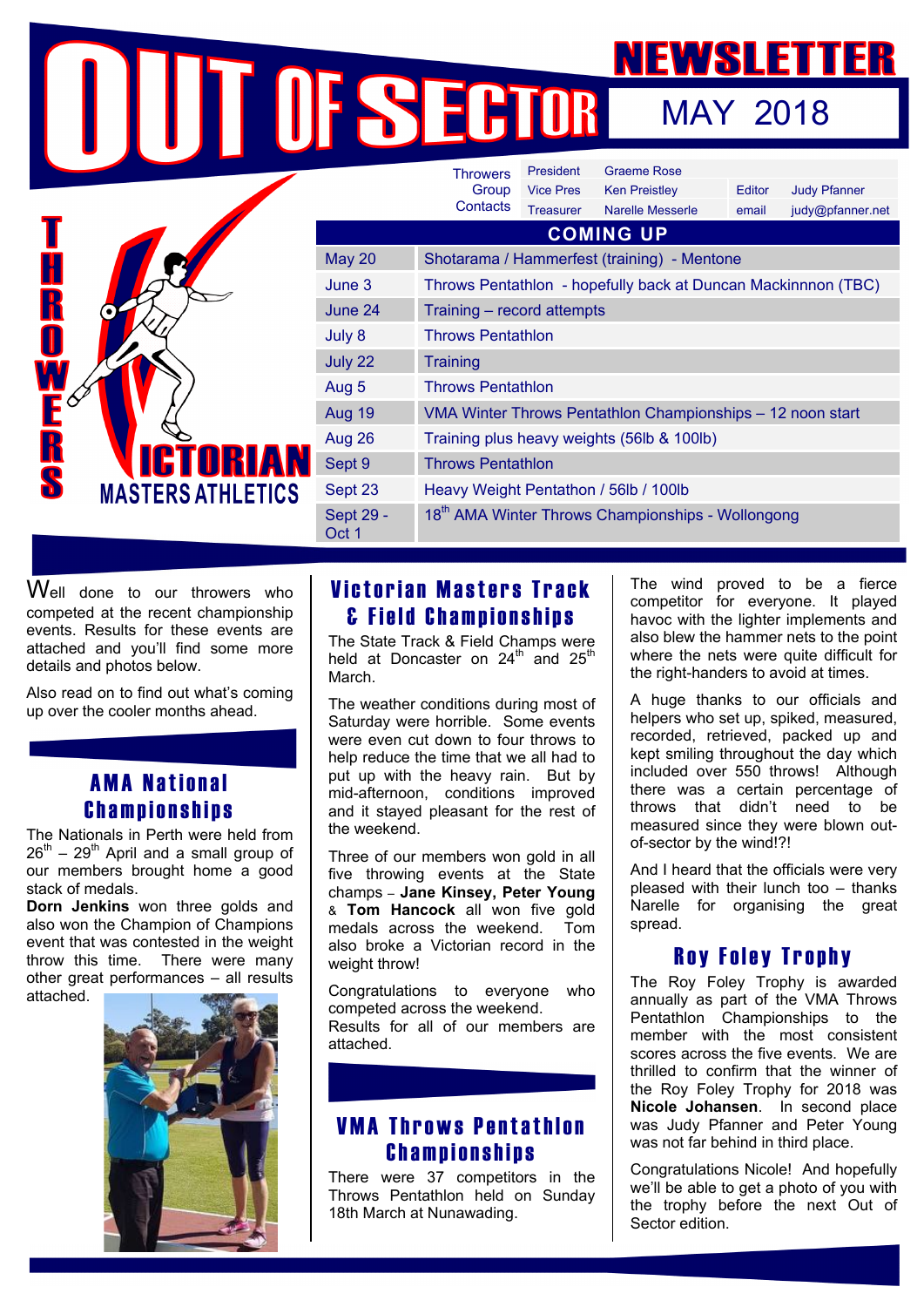# OUT OF SECTOR

## NEWSLETTER MAY 2018

THROWERS VICTORIAN MASTERS ATHLETICS

| Throwers Group Contacts | | | | |
|---|---|---|---|---|
| President | Graeme Rose | | | |
| Vice Pres | Ken Preistley | Editor | Judy Pfanner | |
| Treasurer | Narelle Messerle | email | judy@pfanner.net | |

## COMING UP

| Date | Event |
|---|---|
| May 20 | Shotarama / Hammerfest (training) - Mentone |
| June 3 | Throws Pentathlon - hopefully back at Duncan Mackinnnon (TBC) |
| June 24 | Training – record attempts |
| July 8 | Throws Pentathlon |
| July 22 | Training |
| Aug 5 | Throws Pentathlon |
| Aug 19 | VMA Winter Throws Pentathlon Championships – 12 noon start |
| Aug 26 | Training plus heavy weights (56lb & 100lb) |
| Sept 9 | Throws Pentathlon |
| Sept 23 | Heavy Weight Pentathon / 56lb / 100lb |
| Sept 29 - Oct 1 | 18th AMA Winter Throws Championships - Wollongong |

Well done to our throwers who competed at the recent championship events. Results for these events are attached and you'll find some more details and photos below.

Also read on to find out what's coming up over the cooler months ahead.

## AMA National Championships

The Nationals in Perth were held from 26th – 29th April and a small group of our members brought home a good stack of medals.

**Dorn Jenkins** won three golds and also won the Champion of Champions event that was contested in the weight throw this time. There were many other great performances – all results attached.

## Victorian Masters Track & Field Championships

The State Track & Field Champs were held at Doncaster on 24th and 25th March.

The weather conditions during most of Saturday were horrible. Some events were even cut down to four throws to help reduce the time that we all had to put up with the heavy rain. But by mid-afternoon, conditions improved and it stayed pleasant for the rest of the weekend.

Three of our members won gold in all five throwing events at the State champs – **Jane Kinsey, Peter Young** & **Tom Hancock** all won five gold medals across the weekend. Tom also broke a Victorian record in the weight throw!

Congratulations to everyone who competed across the weekend. Results for all of our members are attached.

## VMA Throws Pentathlon Championships

There were 37 competitors in the Throws Pentathlon held on Sunday 18th March at Nunawading.

The wind proved to be a fierce competitor for everyone. It played havoc with the lighter implements and also blew the hammer nets to the point where the nets were quite difficult for the right-handers to avoid at times.

A huge thanks to our officials and helpers who set up, spiked, measured, recorded, retrieved, packed up and kept smiling throughout the day which included over 550 throws! Although there was a certain percentage of throws that didn't need to be measured since they were blown out-of-sector by the wind!?!

And I heard that the officials were very pleased with their lunch too – thanks Narelle for organising the great spread.

## Roy Foley Trophy

The Roy Foley Trophy is awarded annually as part of the VMA Throws Pentathlon Championships to the member with the most consistent scores across the five events. We are thrilled to confirm that the winner of the Roy Foley Trophy for 2018 was **Nicole Johansen**. In second place was Judy Pfanner and Peter Young was not far behind in third place.

Congratulations Nicole! And hopefully we'll be able to get a photo of you with the trophy before the next Out of Sector edition.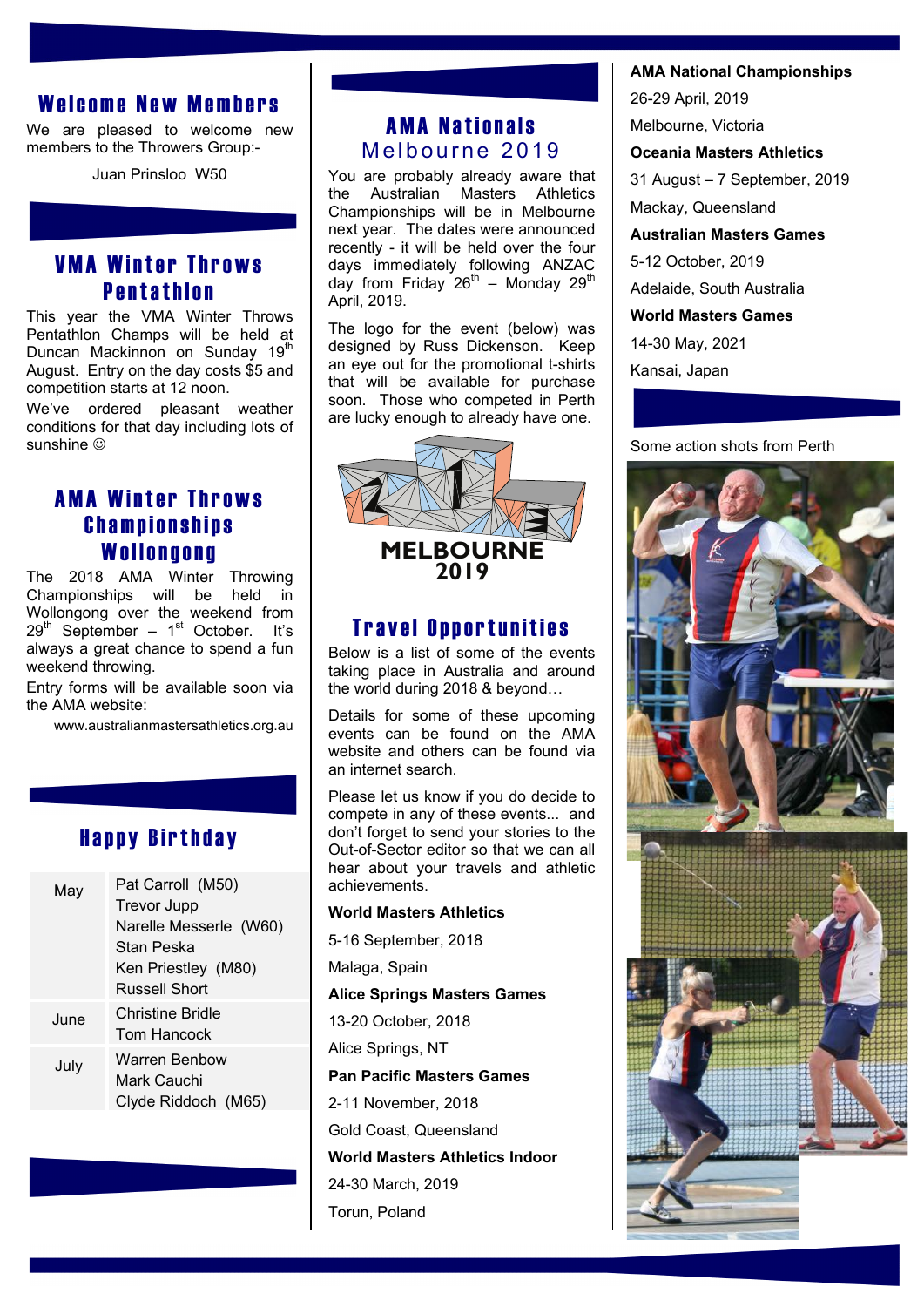## Welcome New Members

We are pleased to welcome new members to the Throwers Group:-

Juan Prinsloo W50

## VMA Winter Throws Pentathlon

This year the VMA Winter Throws Pentathlon Champs will be held at Duncan Mackinnon on Sunday 19th August. Entry on the day costs $5 and competition starts at 12 noon.

We've ordered pleasant weather conditions for that day including lots of sunshine ☺

## AMA Winter Throws Championships Wollongong

The 2018 AMA Winter Throwing Championships will be held in Wollongong over the weekend from 29th September – 1st October. It's always a great chance to spend a fun weekend throwing.

Entry forms will be available soon via the AMA website:

www.australianmastersathletics.org.au

## Happy Birthday

| | |
|---|---|
| May | Pat Carroll (M50)<br>Trevor Jupp<br>Narelle Messerle (W60)<br>Stan Peska<br>Ken Priestley (M80)<br>Russell Short |
| June | Christine Bridle<br>Tom Hancock |
| July | Warren Benbow<br>Mark Cauchi<br>Clyde Riddoch (M65) |

## AMA Nationals Melbourne 2019

You are probably already aware that the Australian Masters Athletics Championships will be in Melbourne next year. The dates were announced recently - it will be held over the four days immediately following ANZAC day from Friday 26th – Monday 29th April, 2019.

The logo for the event (below) was designed by Russ Dickenson. Keep an eye out for the promotional t-shirts that will be available for purchase soon. Those who competed in Perth are lucky enough to already have one.

MELBOURNE 2019

## Travel Opportunities

Below is a list of some of the events taking place in Australia and around the world during 2018 & beyond…

Details for some of these upcoming events can be found on the AMA website and others can be found via an internet search.

Please let us know if you do decide to compete in any of these events... and don't forget to send your stories to the Out-of-Sector editor so that we can all hear about your travels and athletic achievements.

**World Masters Athletics**
5-16 September, 2018
Malaga, Spain

**Alice Springs Masters Games**
13-20 October, 2018
Alice Springs, NT

**Pan Pacific Masters Games**
2-11 November, 2018
Gold Coast, Queensland

**World Masters Athletics Indoor**
24-30 March, 2019
Torun, Poland

**AMA National Championships**
26-29 April, 2019
Melbourne, Victoria

**Oceania Masters Athletics**
31 August – 7 September, 2019
Mackay, Queensland

**Australian Masters Games**
5-12 October, 2019
Adelaide, South Australia

**World Masters Games**
14-30 May, 2021
Kansai, Japan

Some action shots from Perth